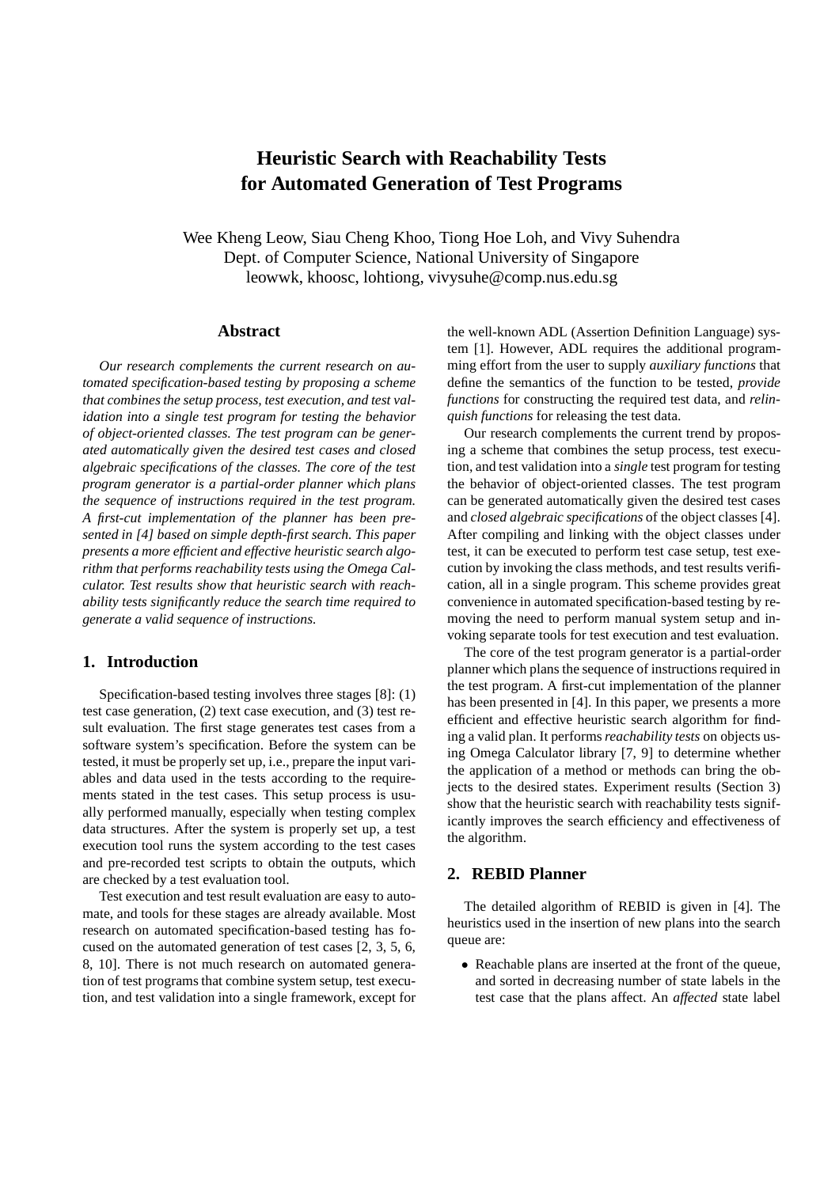# Heuristic Search with Reachability Tests for Automated Generation of Test Programs

Wee Kheng Leow, Siau Cheng Khoo, Tiong Hoe Loh, and Vivy Suhendra
Dept. of Computer Science, National University of Singapore
leowwk, khoosc, lohtiong, vivysuhe@comp.nus.edu.sg

## Abstract

*Our research complements the current research on automated specification-based testing by proposing a scheme that combines the setup process, test execution, and test validation into a single test program for testing the behavior of object-oriented classes. The test program can be generated automatically given the desired test cases and closed algebraic specifications of the classes. The core of the test program generator is a partial-order planner which plans the sequence of instructions required in the test program. A first-cut implementation of the planner has been presented in [4] based on simple depth-first search. This paper presents a more efficient and effective heuristic search algorithm that performs reachability tests using the Omega Calculator. Test results show that heuristic search with reachability tests significantly reduce the search time required to generate a valid sequence of instructions.*

## 1. Introduction

Specification-based testing involves three stages [8]: (1) test case generation, (2) text case execution, and (3) test result evaluation. The first stage generates test cases from a software system's specification. Before the system can be tested, it must be properly set up, i.e., prepare the input variables and data used in the tests according to the requirements stated in the test cases. This setup process is usually performed manually, especially when testing complex data structures. After the system is properly set up, a test execution tool runs the system according to the test cases and pre-recorded test scripts to obtain the outputs, which are checked by a test evaluation tool.

Test execution and test result evaluation are easy to automate, and tools for these stages are already available. Most research on automated specification-based testing has focused on the automated generation of test cases [2, 3, 5, 6, 8, 10]. There is not much research on automated generation of test programs that combine system setup, test execution, and test validation into a single framework, except for the well-known ADL (Assertion Definition Language) system [1]. However, ADL requires the additional programming effort from the user to supply *auxiliary functions* that define the semantics of the function to be tested, *provide functions* for constructing the required test data, and *relinquish functions* for releasing the test data.

Our research complements the current trend by proposing a scheme that combines the setup process, test execution, and test validation into a *single* test program for testing the behavior of object-oriented classes. The test program can be generated automatically given the desired test cases and *closed algebraic specifications* of the object classes [4]. After compiling and linking with the object classes under test, it can be executed to perform test case setup, test execution by invoking the class methods, and test results verification, all in a single program. This scheme provides great convenience in automated specification-based testing by removing the need to perform manual system setup and invoking separate tools for test execution and test evaluation.

The core of the test program generator is a partial-order planner which plans the sequence of instructions required in the test program. A first-cut implementation of the planner has been presented in [4]. In this paper, we presents a more efficient and effective heuristic search algorithm for finding a valid plan. It performs *reachability tests* on objects using Omega Calculator library [7, 9] to determine whether the application of a method or methods can bring the objects to the desired states. Experiment results (Section 3) show that the heuristic search with reachability tests significantly improves the search efficiency and effectiveness of the algorithm.

## 2. REBID Planner

The detailed algorithm of REBID is given in [4]. The heuristics used in the insertion of new plans into the search queue are:

- Reachable plans are inserted at the front of the queue, and sorted in decreasing number of state labels in the test case that the plans affect. An *affected* state label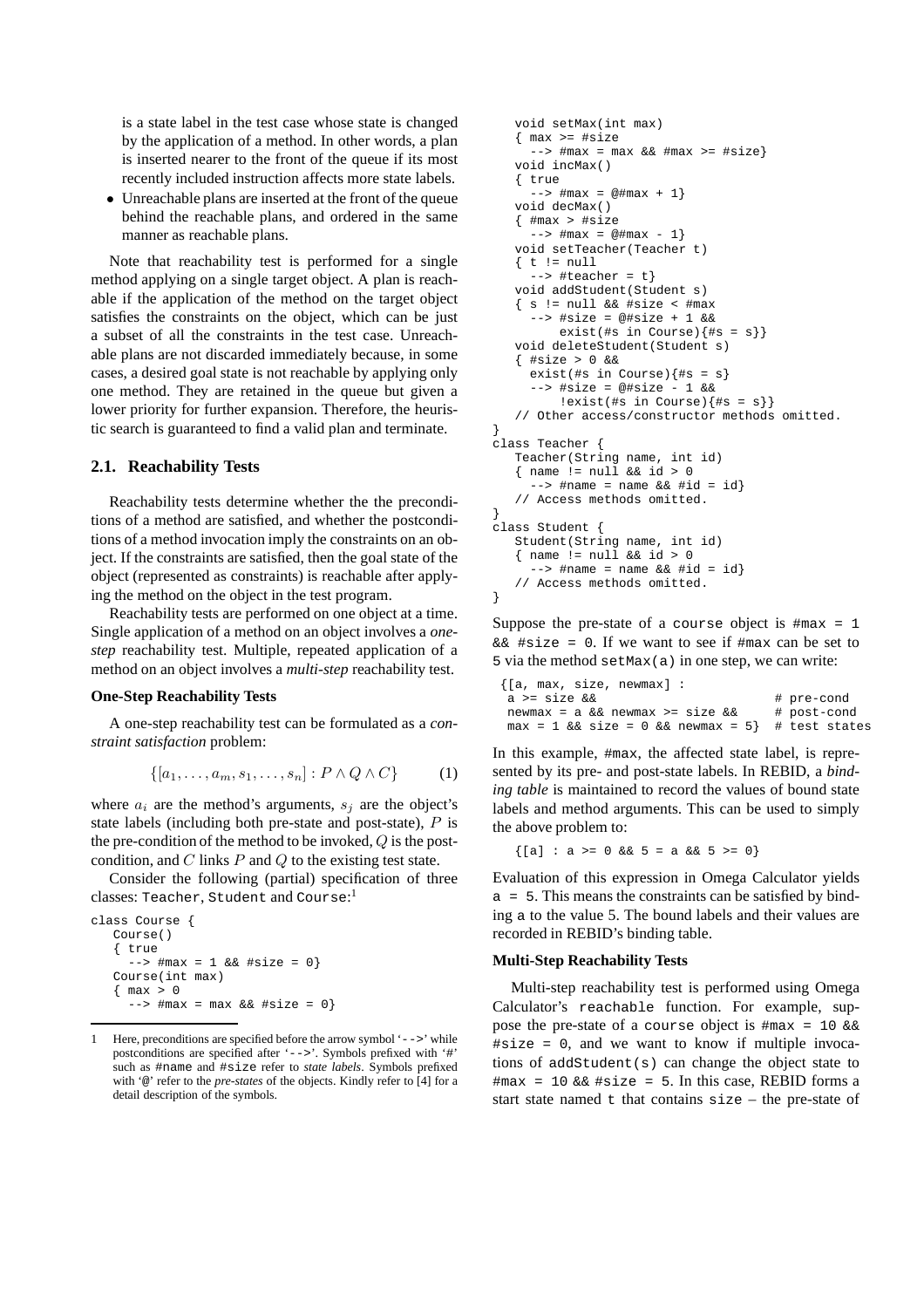is a state label in the test case whose state is changed by the application of a method. In other words, a plan is inserted nearer to the front of the queue if its most recently included instruction affects more state labels.

- Unreachable plans are inserted at the front of the queue behind the reachable plans, and ordered in the same manner as reachable plans.

Note that reachability test is performed for a single method applying on a single target object. A plan is reachable if the application of the method on the target object satisfies the constraints on the object, which can be just a subset of all the constraints in the test case. Unreachable plans are not discarded immediately because, in some cases, a desired goal state is not reachable by applying only one method. They are retained in the queue but given a lower priority for further expansion. Therefore, the heuristic search is guaranteed to find a valid plan and terminate.

## 2.1. Reachability Tests

Reachability tests determine whether the the preconditions of a method are satisfied, and whether the postconditions of a method invocation imply the constraints on an object. If the constraints are satisfied, then the goal state of the object (represented as constraints) is reachable after applying the method on the object in the test program.

Reachability tests are performed on one object at a time. Single application of a method on an object involves a *one-step* reachability test. Multiple, repeated application of a method on an object involves a *multi-step* reachability test.

### One-Step Reachability Tests

A one-step reachability test can be formulated as a *constraint satisfaction* problem:

$$\{[a_1, \ldots, a_m, s_1, \ldots, s_n] : P \wedge Q \wedge C\} \qquad (1)$$

where $a_i$ are the method's arguments, $s_j$ are the object's state labels (including both pre-state and post-state), $P$ is the pre-condition of the method to be invoked, $Q$ is the post-condition, and $C$ links $P$ and $Q$ to the existing test state.

Consider the following (partial) specification of three classes: Teacher, Student and Course:[1]

```
class Course {
   Course()
   { true
     --> #max = 1 && #size = 0}
   Course(int max)
   { max > 0
     --> #max = max && #size = 0}
   void setMax(int max)
   { max >= #size
     --> #max = max && #max >= #size}
   void incMax()
   { true
     --> #max = @#max + 1}
   void decMax()
   { #max > #size
     --> #max = @#max - 1}
   void setTeacher(Teacher t)
   { t != null
     --> #teacher = t}
   void addStudent(Student s)
   { s != null && #size < #max
     --> #size = @#size + 1 &&
         exist(#s in Course){#s = s}}
   void deleteStudent(Student s)
   { #size > 0 &&
     exist(#s in Course){#s = s}
     --> #size = @#size - 1 &&
         !exist(#s in Course){#s = s}}
   // Other access/constructor methods omitted.
}
class Teacher {
   Teacher(String name, int id)
   { name != null && id > 0
     --> #name = name && #id = id}
   // Access methods omitted.
}
class Student {
   Student(String name, int id)
   { name != null && id > 0
     --> #name = name && #id = id}
   // Access methods omitted.
}
```

Suppose the pre-state of a course object is #max = 1 && #size = 0. If we want to see if #max can be set to 5 via the method setMax(a) in one step, we can write:

```
{[a, max, size, newmax] :
 a >= size &&                          # pre-cond
 newmax = a && newmax >= size &&       # post-cond
 max = 1 && size = 0 && newmax = 5}    # test states
```

In this example, #max, the affected state label, is represented by its pre- and post-state labels. In REBID, a *binding table* is maintained to record the values of bound state labels and method arguments. This can be used to simply the above problem to:

```
{[a] : a >= 0 && 5 = a && 5 >= 0}
```

Evaluation of this expression in Omega Calculator yields a = 5. This means the constraints can be satisfied by binding a to the value 5. The bound labels and their values are recorded in REBID's binding table.

### Multi-Step Reachability Tests

Multi-step reachability test is performed using Omega Calculator's reachable function. For example, suppose the pre-state of a course object is #max = 10 && #size = 0, and we want to know if multiple invocations of addStudent(s) can change the object state to #max = 10 && #size = 5. In this case, REBID forms a start state named t that contains size – the pre-state of

---

[1] Here, preconditions are specified before the arrow symbol '-->' while postconditions are specified after '-->'. Symbols prefixed with '#' such as #name and #size refer to *state labels*. Symbols prefixed with '@' refer to the *pre-states* of the objects. Kindly refer to [4] for a detail description of the symbols.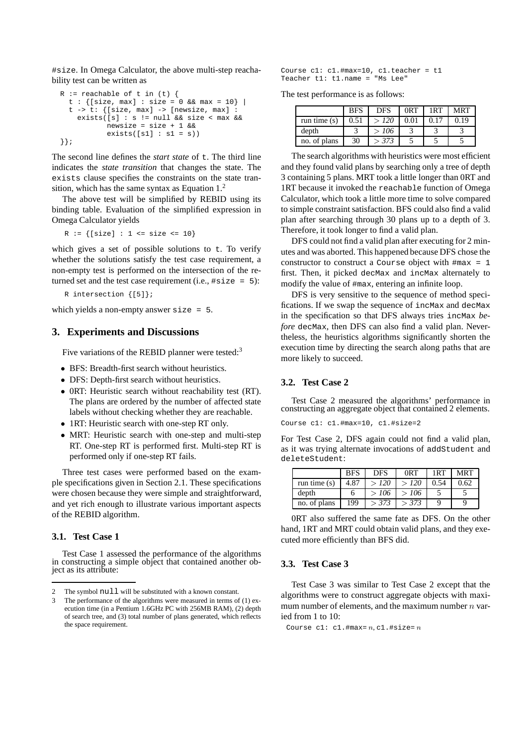#size. In Omega Calculator, the above multi-step reachability test can be written as

```
R := reachable of t in (t) {
  t : {[size, max] : size = 0 && max = 10} |
  t -> t: {[size, max] -> [newsize, max] :
    exists([s] : s != null && size < max &&
           newsize = size + 1 &&
           exists([s1] : s1 = s))
}};
```

The second line defines the *start state* of t. The third line indicates the *state transition* that changes the state. The exists clause specifies the constraints on the state transition, which has the same syntax as Equation 1.[2]

The above test will be simplified by REBID using its binding table. Evaluation of the simplified expression in Omega Calculator yields

```
R := {[size] : 1 <= size <= 10}
```

which gives a set of possible solutions to t. To verify whether the solutions satisfy the test case requirement, a non-empty test is performed on the intersection of the returned set and the test case requirement (i.e., #size = 5):

```
R intersection {[5]};
```

which yields a non-empty answer size = 5.

## 3. Experiments and Discussions

Five variations of the REBID planner were tested:[3]

- BFS: Breadth-first search without heuristics.
- DFS: Depth-first search without heuristics.
- 0RT: Heuristic search without reachability test (RT). The plans are ordered by the number of affected state labels without checking whether they are reachable.
- 1RT: Heuristic search with one-step RT only.
- MRT: Heuristic search with one-step and multi-step RT. One-step RT is performed first. Multi-step RT is performed only if one-step RT fails.

Three test cases were performed based on the example specifications given in Section 2.1. These specifications were chosen because they were simple and straightforward, and yet rich enough to illustrate various important aspects of the REBID algorithm.

### 3.1. Test Case 1

Test Case 1 assessed the performance of the algorithms in constructing a simple object that contained another object as its attribute:

```
Course c1: c1.#max=10, c1.teacher = t1
Teacher t1: t1.name = "Ms Lee"
```

The test performance is as follows:

| | BFS | DFS | 0RT | 1RT | MRT |
|---|---|---|---|---|---|
| run time (s) | 0.51 | $> 120$ | 0.01 | 0.17 | 0.19 |
| depth | 3 | $> 106$ | 3 | 3 | 3 |
| no. of plans | 30 | $> 373$ | 5 | 5 | 5 |

The search algorithms with heuristics were most efficient and they found valid plans by searching only a tree of depth 3 containing 5 plans. MRT took a little longer than 0RT and 1RT because it invoked the reachable function of Omega Calculator, which took a little more time to solve compared to simple constraint satisfaction. BFS could also find a valid plan after searching through 30 plans up to a depth of 3. Therefore, it took longer to find a valid plan.

DFS could not find a valid plan after executing for 2 minutes and was aborted. This happened because DFS chose the constructor to construct a Course object with #max = 1 first. Then, it picked decMax and incMax alternately to modify the value of #max, entering an infinite loop.

DFS is very sensitive to the sequence of method specifications. If we swap the sequence of incMax and decMax in the specification so that DFS always tries incMax *before* decMax, then DFS can also find a valid plan. Nevertheless, the heuristics algorithms significantly shorten the execution time by directing the search along paths that are more likely to succeed.

### 3.2. Test Case 2

Test Case 2 measured the algorithms' performance in constructing an aggregate object that contained 2 elements.

```
Course c1: c1.#max=10, c1.#size=2
```

For Test Case 2, DFS again could not find a valid plan, as it was trying alternate invocations of addStudent and deleteStudent:

| | BFS | DFS | 0RT | 1RT | MRT |
|---|---|---|---|---|---|
| run time (s) | 4.87 | $> 120$ | $> 120$ | 0.54 | 0.62 |
| depth | 6 | $> 106$ | $> 106$ | 5 | 5 |
| no. of plans | 199 | $> 373$ | $> 373$ | 9 | 9 |

0RT also suffered the same fate as DFS. On the other hand, 1RT and MRT could obtain valid plans, and they executed more efficiently than BFS did.

### 3.3. Test Case 3

Test Case 3 was similar to Test Case 2 except that the algorithms were to construct aggregate objects with maximum number of elements, and the maximum number $n$ varied from 1 to 10:

```
Course c1: c1.#max=n, c1.#size=n
```

---

2 The symbol null will be substituted with a known constant.

3 The performance of the algorithms were measured in terms of (1) execution time (in a Pentium 1.6GHz PC with 256MB RAM), (2) depth of search tree, and (3) total number of plans generated, which reflects the space requirement.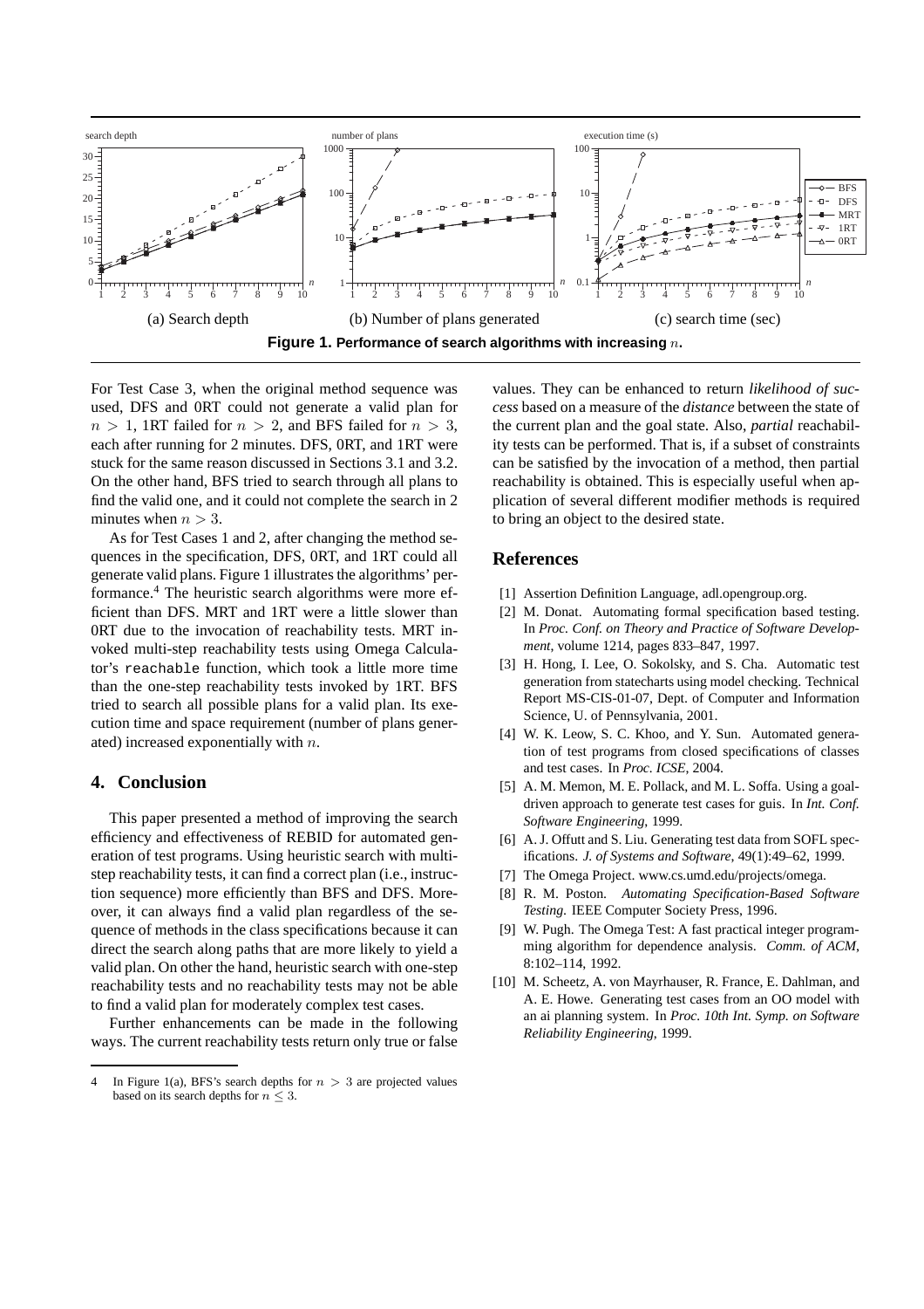search depth

30
25
20
15
10
5
0

1 2 3 4 5 6 7 8 9 10 $n$

(a) Search depth

number of plans

1000
100
10
1

1 2 3 4 5 6 7 8 9 10 $n$

(b) Number of plans generated

execution time (s)

100
10
1
0.1

1 2 3 4 5 6 7 8 9 10 $n$

(c) search time (sec)

BFS
DFS
MRT
1RT
0RT

**Figure 1. Performance of search algorithms with increasing $n$.**

For Test Case 3, when the original method sequence was used, DFS and 0RT could not generate a valid plan for $n > 1$, 1RT failed for $n > 2$, and BFS failed for $n > 3$, each after running for 2 minutes. DFS, 0RT, and 1RT were stuck for the same reason discussed in Sections 3.1 and 3.2. On the other hand, BFS tried to search through all plans to find the valid one, and it could not complete the search in 2 minutes when $n > 3$.

As for Test Cases 1 and 2, after changing the method sequences in the specification, DFS, 0RT, and 1RT could all generate valid plans. Figure 1 illustrates the algorithms' performance.[4] The heuristic search algorithms were more efficient than DFS. MRT and 1RT were a little slower than 0RT due to the invocation of reachability tests. MRT invoked multi-step reachability tests using Omega Calculator's `reachable` function, which took a little more time than the one-step reachability tests invoked by 1RT. BFS tried to search all possible plans for a valid plan. Its execution time and space requirement (number of plans generated) increased exponentially with $n$.

## 4. Conclusion

This paper presented a method of improving the search efficiency and effectiveness of REBID for automated generation of test programs. Using heuristic search with multi-step reachability tests, it can find a correct plan (i.e., instruction sequence) more efficiently than BFS and DFS. Moreover, it can always find a valid plan regardless of the sequence of methods in the class specifications because it can direct the search along paths that are more likely to yield a valid plan. On other the hand, heuristic search with one-step reachability tests and no reachability tests may not be able to find a valid plan for moderately complex test cases.

Further enhancements can be made in the following ways. The current reachability tests return only true or false values. They can be enhanced to return *likelihood of success* based on a measure of the *distance* between the state of the current plan and the goal state. Also, *partial* reachability tests can be performed. That is, if a subset of constraints can be satisfied by the invocation of a method, then partial reachability is obtained. This is especially useful when application of several different modifier methods is required to bring an object to the desired state.

## References

[1] Assertion Definition Language, adl.opengroup.org.

[2] M. Donat. Automating formal specification based testing. In *Proc. Conf. on Theory and Practice of Software Development*, volume 1214, pages 833–847, 1997.

[3] H. Hong, I. Lee, O. Sokolsky, and S. Cha. Automatic test generation from statecharts using model checking. Technical Report MS-CIS-01-07, Dept. of Computer and Information Science, U. of Pennsylvania, 2001.

[4] W. K. Leow, S. C. Khoo, and Y. Sun. Automated generation of test programs from closed specifications of classes and test cases. In *Proc. ICSE*, 2004.

[5] A. M. Memon, M. E. Pollack, and M. L. Soffa. Using a goal-driven approach to generate test cases for guis. In *Int. Conf. Software Engineering*, 1999.

[6] A. J. Offutt and S. Liu. Generating test data from SOFL specifications. *J. of Systems and Software*, 49(1):49–62, 1999.

[7] The Omega Project. www.cs.umd.edu/projects/omega.

[8] R. M. Poston. *Automating Specification-Based Software Testing.* IEEE Computer Society Press, 1996.

[9] W. Pugh. The Omega Test: A fast practical integer programming algorithm for dependence analysis. *Comm. of ACM*, 8:102–114, 1992.

[10] M. Scheetz, A. von Mayrhauser, R. France, E. Dahlman, and A. E. Howe. Generating test cases from an OO model with an ai planning system. In *Proc. 10th Int. Symp. on Software Reliability Engineering*, 1999.

---

4 In Figure 1(a), BFS's search depths for $n > 3$ are projected values based on its search depths for $n \leq 3$.